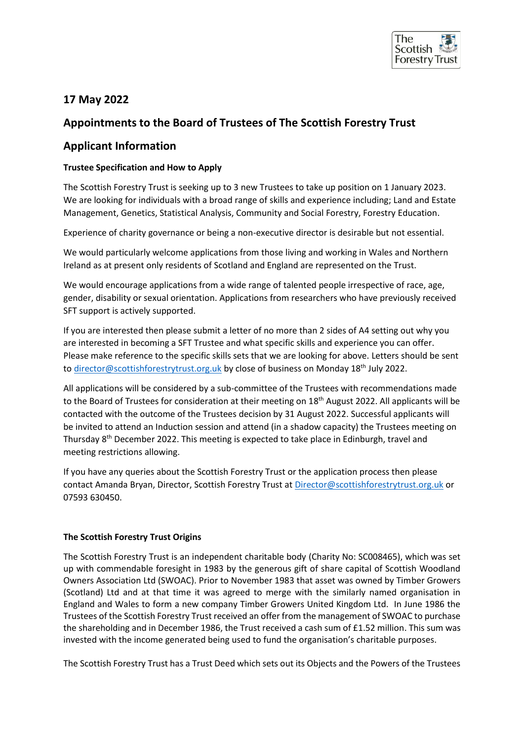## 17 May 2022

## Appointments to the Board of Trustees of The Scottish Forestry Trust

## Applicant Information

**Trustee Specification and How to Apply**

The Scottish Forestry Trust is seeking up to 3 new Trustees to take up position on 1 January 2023. We are looking for individuals with a broad range of skills and experience including; Land and Estate Management, Genetics, Statistical Analysis, Community and Social Forestry, Forestry Education.

Experience of charity governance or being a non-executive director is desirable but not essential.

We would particularly welcome applications from those living and working in Wales and Northern Ireland as at present only residents of Scotland and England are represented on the Trust.

We would encourage applications from a wide range of talented people irrespective of race, age, gender, disability or sexual orientation. Applications from researchers who have previously received SFT support is actively supported.

If you are interested then please submit a letter of no more than 2 sides of A4 setting out why you are interested in becoming a SFT Trustee and what specific skills and experience you can offer. Please make reference to the specific skills sets that we are looking for above. Letters should be sent to director@scottishforestrytrust.org.uk by close of business on Monday 18th July 2022.

All applications will be considered by a sub-committee of the Trustees with recommendations made to the Board of Trustees for consideration at their meeting on 18th August 2022. All applicants will be contacted with the outcome of the Trustees decision by 31 August 2022. Successful applicants will be invited to attend an Induction session and attend (in a shadow capacity) the Trustees meeting on Thursday 8th December 2022. This meeting is expected to take place in Edinburgh, travel and meeting restrictions allowing.

If you have any queries about the Scottish Forestry Trust or the application process then please contact Amanda Bryan, Director, Scottish Forestry Trust at Director@scottishforestrytrust.org.uk or 07593 630450.

**The Scottish Forestry Trust Origins**

The Scottish Forestry Trust is an independent charitable body (Charity No: SC008465), which was set up with commendable foresight in 1983 by the generous gift of share capital of Scottish Woodland Owners Association Ltd (SWOAC). Prior to November 1983 that asset was owned by Timber Growers (Scotland) Ltd and at that time it was agreed to merge with the similarly named organisation in England and Wales to form a new company Timber Growers United Kingdom Ltd. In June 1986 the Trustees of the Scottish Forestry Trust received an offer from the management of SWOAC to purchase the shareholding and in December 1986, the Trust received a cash sum of £1.52 million. This sum was invested with the income generated being used to fund the organisation's charitable purposes.

The Scottish Forestry Trust has a Trust Deed which sets out its Objects and the Powers of the Trustees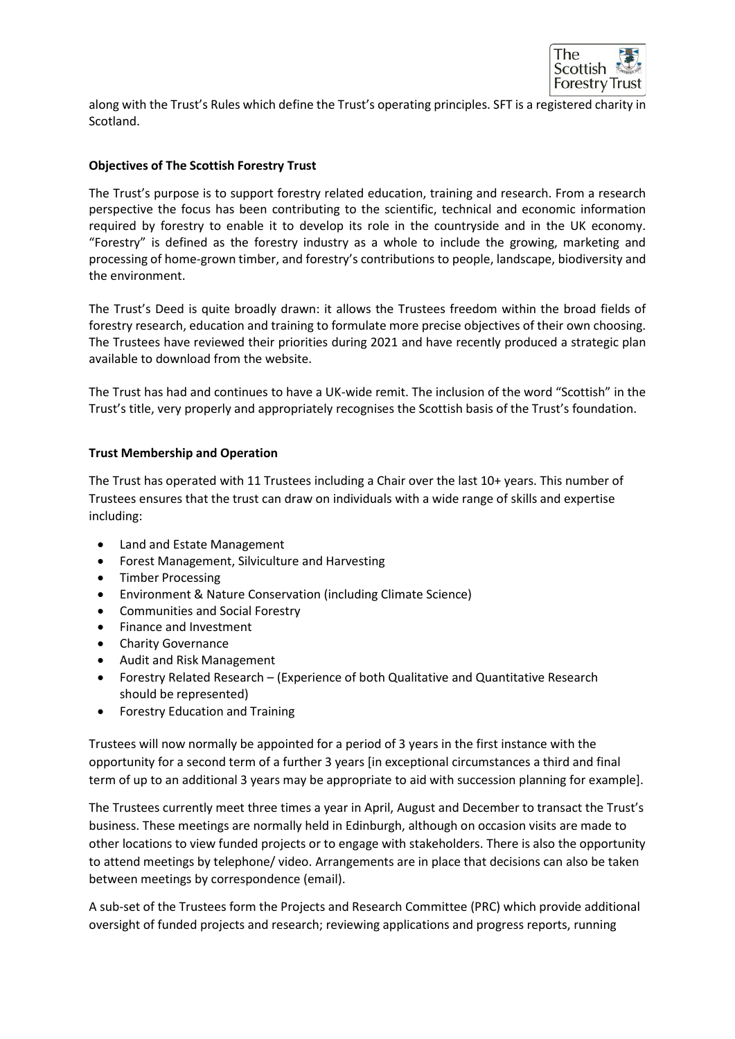along with the Trust's Rules which define the Trust's operating principles. SFT is a registered charity in Scotland.

**Objectives of The Scottish Forestry Trust**

The Trust's purpose is to support forestry related education, training and research. From a research perspective the focus has been contributing to the scientific, technical and economic information required by forestry to enable it to develop its role in the countryside and in the UK economy. "Forestry" is defined as the forestry industry as a whole to include the growing, marketing and processing of home-grown timber, and forestry's contributions to people, landscape, biodiversity and the environment.

The Trust's Deed is quite broadly drawn: it allows the Trustees freedom within the broad fields of forestry research, education and training to formulate more precise objectives of their own choosing. The Trustees have reviewed their priorities during 2021 and have recently produced a strategic plan available to download from the website.

The Trust has had and continues to have a UK-wide remit. The inclusion of the word "Scottish" in the Trust's title, very properly and appropriately recognises the Scottish basis of the Trust's foundation.

**Trust Membership and Operation**

The Trust has operated with 11 Trustees including a Chair over the last 10+ years. This number of Trustees ensures that the trust can draw on individuals with a wide range of skills and expertise including:

- Land and Estate Management
- Forest Management, Silviculture and Harvesting
- Timber Processing
- Environment & Nature Conservation (including Climate Science)
- Communities and Social Forestry
- Finance and Investment
- Charity Governance
- Audit and Risk Management
- Forestry Related Research – (Experience of both Qualitative and Quantitative Research should be represented)
- Forestry Education and Training

Trustees will now normally be appointed for a period of 3 years in the first instance with the opportunity for a second term of a further 3 years [in exceptional circumstances a third and final term of up to an additional 3 years may be appropriate to aid with succession planning for example].

The Trustees currently meet three times a year in April, August and December to transact the Trust's business. These meetings are normally held in Edinburgh, although on occasion visits are made to other locations to view funded projects or to engage with stakeholders. There is also the opportunity to attend meetings by telephone/ video. Arrangements are in place that decisions can also be taken between meetings by correspondence (email).

A sub-set of the Trustees form the Projects and Research Committee (PRC) which provide additional oversight of funded projects and research; reviewing applications and progress reports, running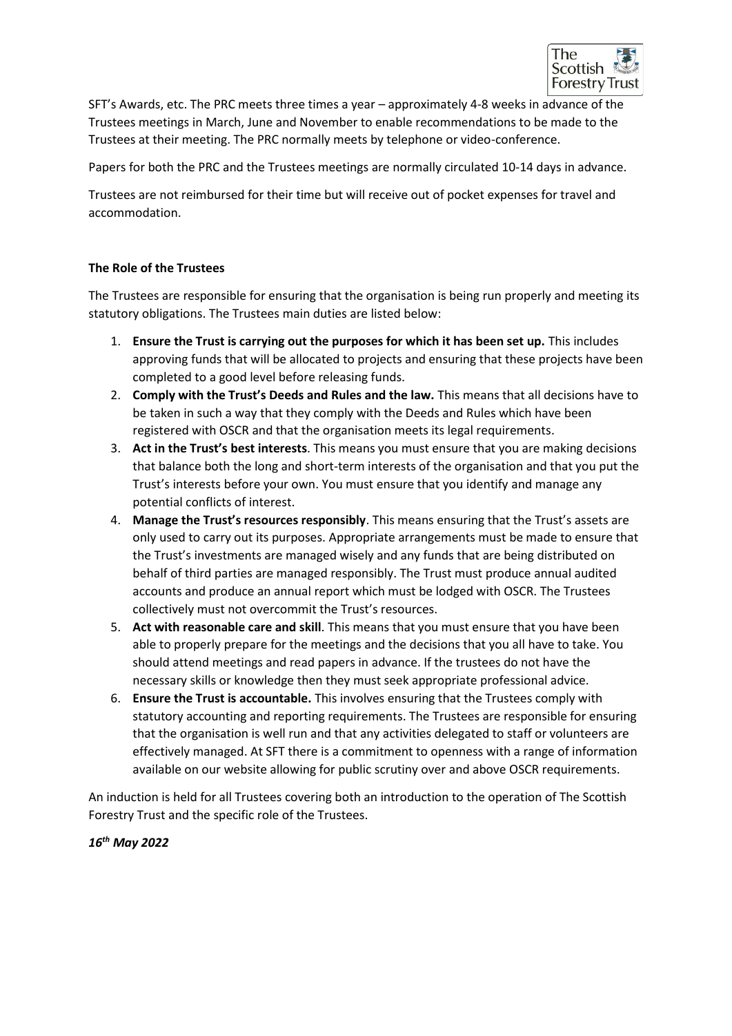SFT's Awards, etc. The PRC meets three times a year – approximately 4-8 weeks in advance of the Trustees meetings in March, June and November to enable recommendations to be made to the Trustees at their meeting. The PRC normally meets by telephone or video-conference.

Papers for both the PRC and the Trustees meetings are normally circulated 10-14 days in advance.

Trustees are not reimbursed for their time but will receive out of pocket expenses for travel and accommodation.

**The Role of the Trustees**

The Trustees are responsible for ensuring that the organisation is being run properly and meeting its statutory obligations. The Trustees main duties are listed below:

1. **Ensure the Trust is carrying out the purposes for which it has been set up.** This includes approving funds that will be allocated to projects and ensuring that these projects have been completed to a good level before releasing funds.
2. **Comply with the Trust's Deeds and Rules and the law.** This means that all decisions have to be taken in such a way that they comply with the Deeds and Rules which have been registered with OSCR and that the organisation meets its legal requirements.
3. **Act in the Trust's best interests**. This means you must ensure that you are making decisions that balance both the long and short-term interests of the organisation and that you put the Trust's interests before your own. You must ensure that you identify and manage any potential conflicts of interest.
4. **Manage the Trust's resources responsibly**. This means ensuring that the Trust's assets are only used to carry out its purposes. Appropriate arrangements must be made to ensure that the Trust's investments are managed wisely and any funds that are being distributed on behalf of third parties are managed responsibly. The Trust must produce annual audited accounts and produce an annual report which must be lodged with OSCR. The Trustees collectively must not overcommit the Trust's resources.
5. **Act with reasonable care and skill**. This means that you must ensure that you have been able to properly prepare for the meetings and the decisions that you all have to take. You should attend meetings and read papers in advance. If the trustees do not have the necessary skills or knowledge then they must seek appropriate professional advice.
6. **Ensure the Trust is accountable.** This involves ensuring that the Trustees comply with statutory accounting and reporting requirements. The Trustees are responsible for ensuring that the organisation is well run and that any activities delegated to staff or volunteers are effectively managed. At SFT there is a commitment to openness with a range of information available on our website allowing for public scrutiny over and above OSCR requirements.

An induction is held for all Trustees covering both an introduction to the operation of The Scottish Forestry Trust and the specific role of the Trustees.

***16th May 2022***